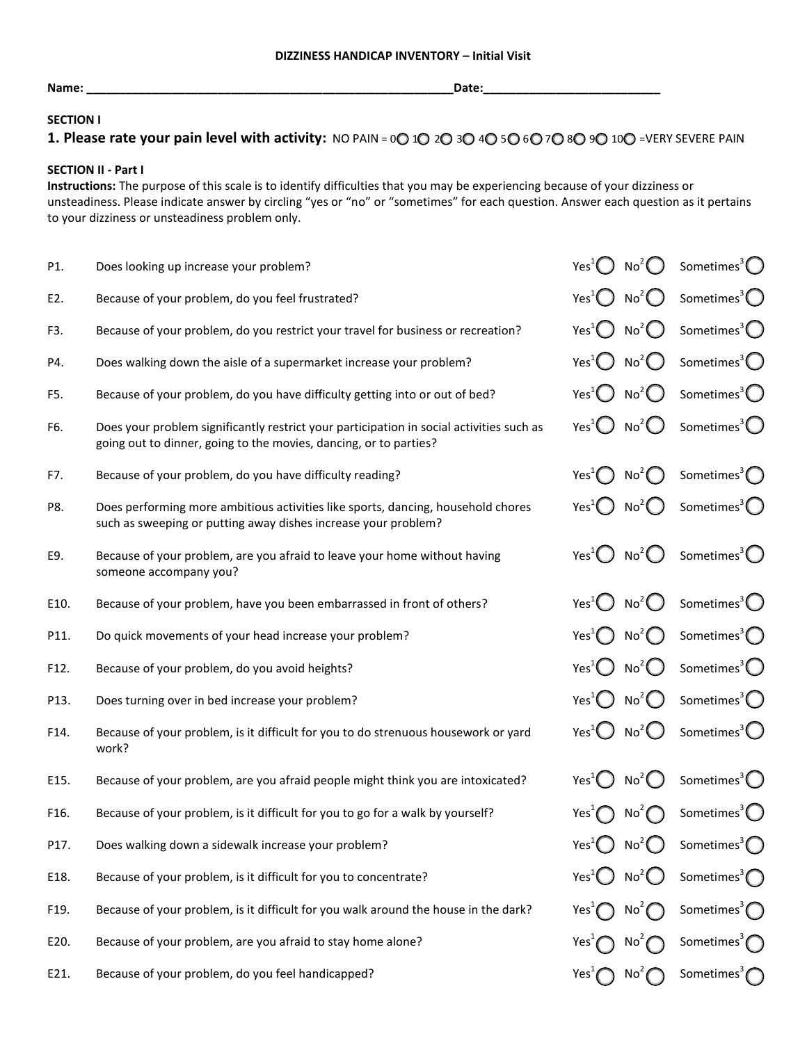**DIZZINESS HANDICAP INVENTORY – Initial Visit**

**Name: \_\_\_\_\_\_\_\_\_\_\_\_\_\_\_\_\_\_\_\_\_\_\_\_\_\_\_\_\_\_\_\_\_\_\_\_\_\_\_\_\_\_\_\_\_\_\_\_\_\_\_\_\_\_Date:\_\_\_\_\_\_\_\_\_\_\_\_\_\_\_\_\_\_\_\_\_\_\_\_\_\_\_**

**SECTION I**

**1. Please rate your pain level with activity:** NO PAIN = 0○ 1○ 2○ 3○ 4○ 5○ 6○ 7○ 8○ 9○ 10○ =VERY SEVERE PAIN

**SECTION II - Part I**

**Instructions:** The purpose of this scale is to identify difficulties that you may be experiencing because of your dizziness or unsteadiness. Please indicate answer by circling "yes or "no" or "sometimes" for each question. Answer each question as it pertains to your dizziness or unsteadiness problem only.

| | | | | |
|---|---|---|---|---|
| P1. | Does looking up increase your problem? | Yes[1] ○ | No[2] ○ | Sometimes[3] ○ |
| E2. | Because of your problem, do you feel frustrated? | Yes[1] ○ | No[2] ○ | Sometimes[3] ○ |
| F3. | Because of your problem, do you restrict your travel for business or recreation? | Yes[1] ○ | No[2] ○ | Sometimes[3] ○ |
| P4. | Does walking down the aisle of a supermarket increase your problem? | Yes[1] ○ | No[2] ○ | Sometimes[3] ○ |
| F5. | Because of your problem, do you have difficulty getting into or out of bed? | Yes[1] ○ | No[2] ○ | Sometimes[3] ○ |
| F6. | Does your problem significantly restrict your participation in social activities such as going out to dinner, going to the movies, dancing, or to parties? | Yes[1] ○ | No[2] ○ | Sometimes[3] ○ |
| F7. | Because of your problem, do you have difficulty reading? | Yes[1] ○ | No[2] ○ | Sometimes[3] ○ |
| P8. | Does performing more ambitious activities like sports, dancing, household chores such as sweeping or putting away dishes increase your problem? | Yes[1] ○ | No[2] ○ | Sometimes[3] ○ |
| E9. | Because of your problem, are you afraid to leave your home without having someone accompany you? | Yes[1] ○ | No[2] ○ | Sometimes[3] ○ |
| E10. | Because of your problem, have you been embarrassed in front of others? | Yes[1] ○ | No[2] ○ | Sometimes[3] ○ |
| P11. | Do quick movements of your head increase your problem? | Yes[1] ○ | No[2] ○ | Sometimes[3] ○ |
| F12. | Because of your problem, do you avoid heights? | Yes[1] ○ | No[2] ○ | Sometimes[3] ○ |
| P13. | Does turning over in bed increase your problem? | Yes[1] ○ | No[2] ○ | Sometimes[3] ○ |
| F14. | Because of your problem, is it difficult for you to do strenuous housework or yard work? | Yes[1] ○ | No[2] ○ | Sometimes[3] ○ |
| E15. | Because of your problem, are you afraid people might think you are intoxicated? | Yes[1] ○ | No[2] ○ | Sometimes[3] ○ |
| F16. | Because of your problem, is it difficult for you to go for a walk by yourself? | Yes[1] ○ | No[2] ○ | Sometimes[3] ○ |
| P17. | Does walking down a sidewalk increase your problem? | Yes[1] ○ | No[2] ○ | Sometimes[3] ○ |
| E18. | Because of your problem, is it difficult for you to concentrate? | Yes[1] ○ | No[2] ○ | Sometimes[3] ○ |
| F19. | Because of your problem, is it difficult for you walk around the house in the dark? | Yes[1] ○ | No[2] ○ | Sometimes[3] ○ |
| E20. | Because of your problem, are you afraid to stay home alone? | Yes[1] ○ | No[2] ○ | Sometimes[3] ○ |
| E21. | Because of your problem, do you feel handicapped? | Yes[1] ○ | No[2] ○ | Sometimes[3] ○ |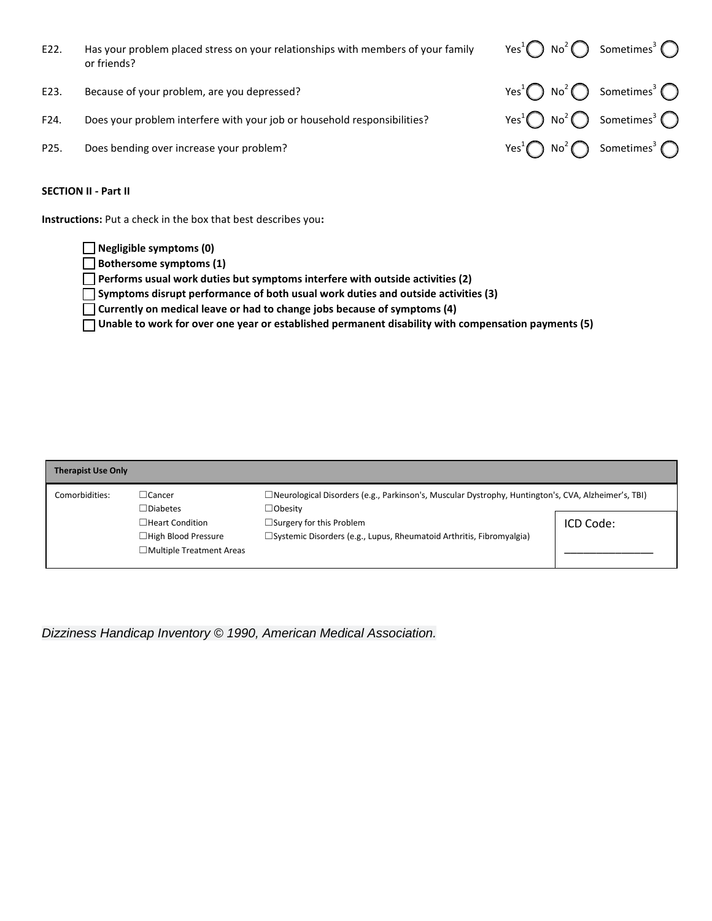| | | |
|---|---|---|
| E22. | Has your problem placed stress on your relationships with members of your family or friends? | Yes[1] ◯ No[2] ◯ Sometimes[3] ◯ |
| E23. | Because of your problem, are you depressed? | Yes[1] ◯ No[2] ◯ Sometimes[3] ◯ |
| F24. | Does your problem interfere with your job or household responsibilities? | Yes[1] ◯ No[2] ◯ Sometimes[3] ◯ |
| P25. | Does bending over increase your problem? | Yes[1] ◯ No[2] ◯ Sometimes[3] ◯ |

**SECTION II - Part II**

**Instructions:** Put a check in the box that best describes you**:**

- ☐ **Negligible symptoms (0)**
- ☐ **Bothersome symptoms (1)**
- ☐ **Performs usual work duties but symptoms interfere with outside activities (2)**
- ☐ **Symptoms disrupt performance of both usual work duties and outside activities (3)**
- ☐ **Currently on medical leave or had to change jobs because of symptoms (4)**
- ☐ **Unable to work for over one year or established permanent disability with compensation payments (5)**

| **Therapist Use Only** | | | |
|---|---|---|---|
| Comorbidities: | ☐Cancer | ☐Neurological Disorders (e.g., Parkinson's, Muscular Dystrophy, Huntington's, CVA, Alzheimer's, TBI) | |
| | ☐Diabetes | ☐Obesity | |
| | ☐Heart Condition | ☐Surgery for this Problem | ICD Code: |
| | ☐High Blood Pressure | ☐Systemic Disorders (e.g., Lupus, Rheumatoid Arthritis, Fibromyalgia) | |
| | ☐Multiple Treatment Areas | | _______________ |

*Dizziness Handicap Inventory © 1990, American Medical Association.*